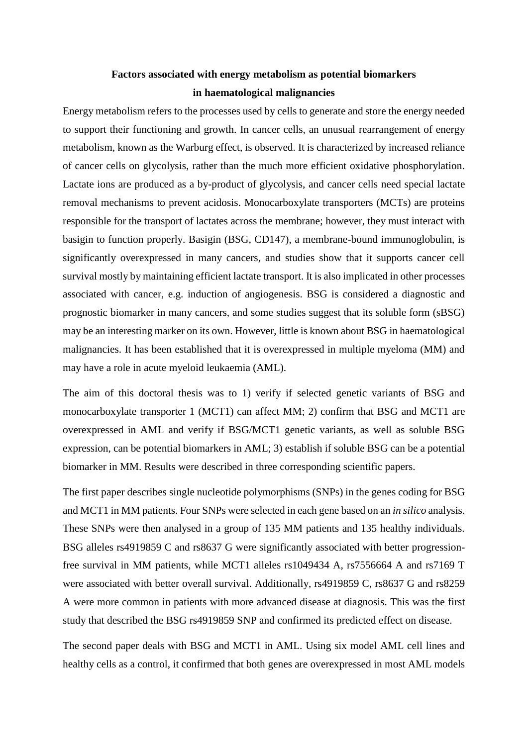# Factors associated with energy metabolism as potential biomarkers in haematological malignancies

Energy metabolism refers to the processes used by cells to generate and store the energy needed to support their functioning and growth. In cancer cells, an unusual rearrangement of energy metabolism, known as the Warburg effect, is observed. It is characterized by increased reliance of cancer cells on glycolysis, rather than the much more efficient oxidative phosphorylation. Lactate ions are produced as a by-product of glycolysis, and cancer cells need special lactate removal mechanisms to prevent acidosis. Monocarboxylate transporters (MCTs) are proteins responsible for the transport of lactates across the membrane; however, they must interact with basigin to function properly. Basigin (BSG, CD147), a membrane-bound immunoglobulin, is significantly overexpressed in many cancers, and studies show that it supports cancer cell survival mostly by maintaining efficient lactate transport. It is also implicated in other processes associated with cancer, e.g. induction of angiogenesis. BSG is considered a diagnostic and prognostic biomarker in many cancers, and some studies suggest that its soluble form (sBSG) may be an interesting marker on its own. However, little is known about BSG in haematological malignancies. It has been established that it is overexpressed in multiple myeloma (MM) and may have a role in acute myeloid leukaemia (AML).

The aim of this doctoral thesis was to 1) verify if selected genetic variants of BSG and monocarboxylate transporter 1 (MCT1) can affect MM; 2) confirm that BSG and MCT1 are overexpressed in AML and verify if BSG/MCT1 genetic variants, as well as soluble BSG expression, can be potential biomarkers in AML; 3) establish if soluble BSG can be a potential biomarker in MM. Results were described in three corresponding scientific papers.

The first paper describes single nucleotide polymorphisms (SNPs) in the genes coding for BSG and MCT1 in MM patients. Four SNPs were selected in each gene based on an *in silico* analysis. These SNPs were then analysed in a group of 135 MM patients and 135 healthy individuals. BSG alleles rs4919859 C and rs8637 G were significantly associated with better progression-free survival in MM patients, while MCT1 alleles rs1049434 A, rs7556664 A and rs7169 T were associated with better overall survival. Additionally, rs4919859 C, rs8637 G and rs8259 A were more common in patients with more advanced disease at diagnosis. This was the first study that described the BSG rs4919859 SNP and confirmed its predicted effect on disease.

The second paper deals with BSG and MCT1 in AML. Using six model AML cell lines and healthy cells as a control, it confirmed that both genes are overexpressed in most AML models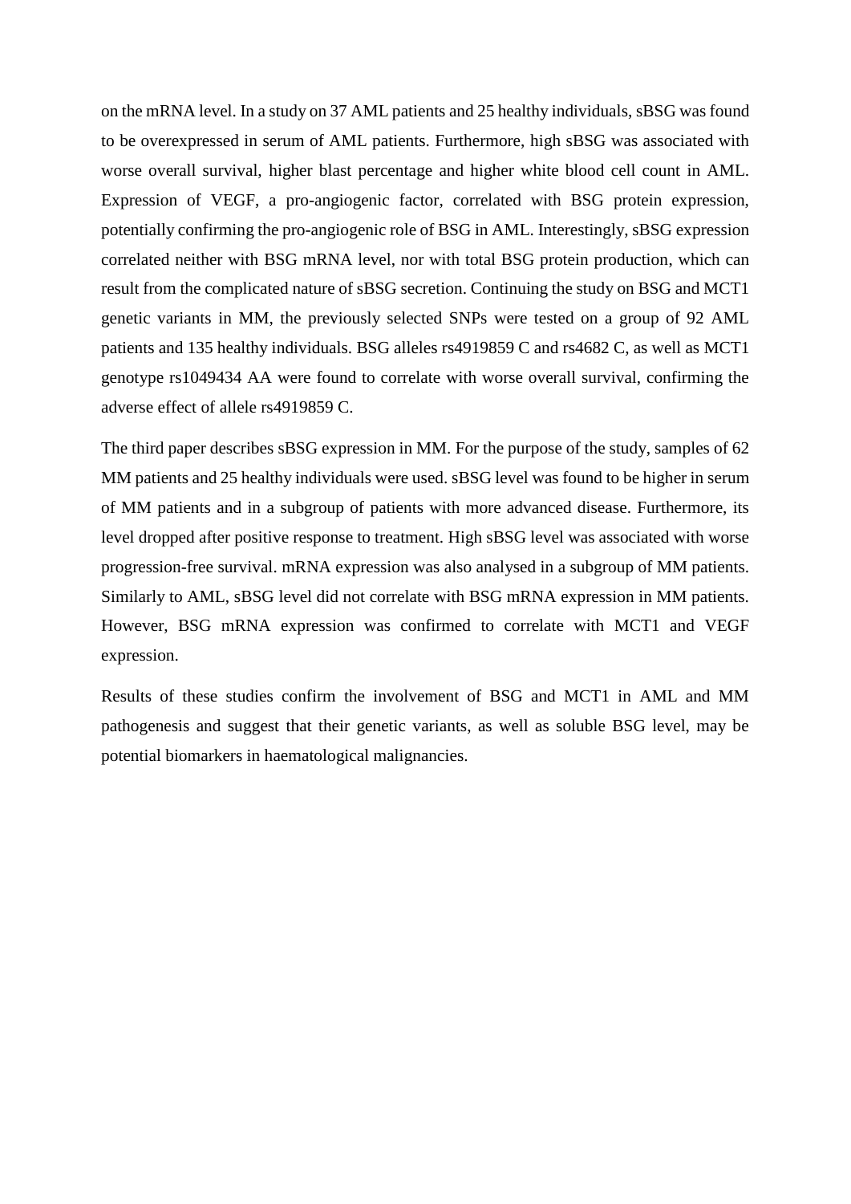on the mRNA level. In a study on 37 AML patients and 25 healthy individuals, sBSG was found to be overexpressed in serum of AML patients. Furthermore, high sBSG was associated with worse overall survival, higher blast percentage and higher white blood cell count in AML. Expression of VEGF, a pro-angiogenic factor, correlated with BSG protein expression, potentially confirming the pro-angiogenic role of BSG in AML. Interestingly, sBSG expression correlated neither with BSG mRNA level, nor with total BSG protein production, which can result from the complicated nature of sBSG secretion. Continuing the study on BSG and MCT1 genetic variants in MM, the previously selected SNPs were tested on a group of 92 AML patients and 135 healthy individuals. BSG alleles rs4919859 C and rs4682 C, as well as MCT1 genotype rs1049434 AA were found to correlate with worse overall survival, confirming the adverse effect of allele rs4919859 C.

The third paper describes sBSG expression in MM. For the purpose of the study, samples of 62 MM patients and 25 healthy individuals were used. sBSG level was found to be higher in serum of MM patients and in a subgroup of patients with more advanced disease. Furthermore, its level dropped after positive response to treatment. High sBSG level was associated with worse progression-free survival. mRNA expression was also analysed in a subgroup of MM patients. Similarly to AML, sBSG level did not correlate with BSG mRNA expression in MM patients. However, BSG mRNA expression was confirmed to correlate with MCT1 and VEGF expression.

Results of these studies confirm the involvement of BSG and MCT1 in AML and MM pathogenesis and suggest that their genetic variants, as well as soluble BSG level, may be potential biomarkers in haematological malignancies.